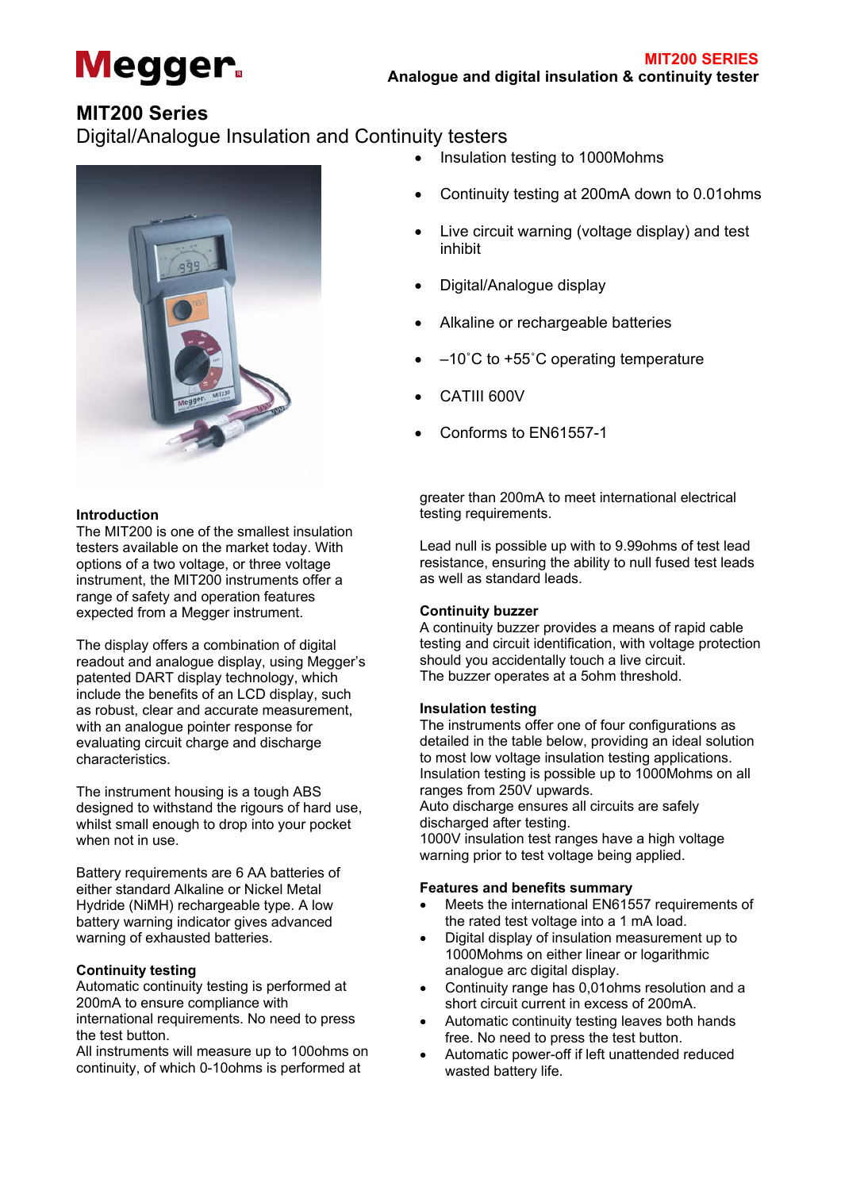# MIT200 Series

Digital/Analogue Insulation and Continuity testers

- Insulation testing to 1000Mohms
- Continuity testing at 200mA down to 0.01ohms
- Live circuit warning (voltage display) and test inhibit
- Digital/Analogue display
- Alkaline or rechargeable batteries
- –10˚C to +55˚C operating temperature
- CATIII 600V
- Conforms to EN61557-1

### Introduction

The MIT200 is one of the smallest insulation testers available on the market today. With options of a two voltage, or three voltage instrument, the MIT200 instruments offer a range of safety and operation features expected from a Megger instrument.

The display offers a combination of digital readout and analogue display, using Megger's patented DART display technology, which include the benefits of an LCD display, such as robust, clear and accurate measurement, with an analogue pointer response for evaluating circuit charge and discharge characteristics.

The instrument housing is a tough ABS designed to withstand the rigours of hard use, whilst small enough to drop into your pocket when not in use.

Battery requirements are 6 AA batteries of either standard Alkaline or Nickel Metal Hydride (NiMH) rechargeable type. A low battery warning indicator gives advanced warning of exhausted batteries.

### Continuity testing

Automatic continuity testing is performed at 200mA to ensure compliance with international requirements. No need to press the test button.
All instruments will measure up to 100ohms on continuity, of which 0-10ohms is performed at greater than 200mA to meet international electrical testing requirements.

Lead null is possible up with to 9.99ohms of test lead resistance, ensuring the ability to null fused test leads as well as standard leads.

### Continuity buzzer

A continuity buzzer provides a means of rapid cable testing and circuit identification, with voltage protection should you accidentally touch a live circuit.
The buzzer operates at a 5ohm threshold.

### Insulation testing

The instruments offer one of four configurations as detailed in the table below, providing an ideal solution to most low voltage insulation testing applications.
Insulation testing is possible up to 1000Mohms on all ranges from 250V upwards.
Auto discharge ensures all circuits are safely discharged after testing.
1000V insulation test ranges have a high voltage warning prior to test voltage being applied.

### Features and benefits summary

- Meets the international EN61557 requirements of the rated test voltage into a 1 mA load.
- Digital display of insulation measurement up to 1000Mohms on either linear or logarithmic analogue arc digital display.
- Continuity range has 0,01ohms resolution and a short circuit current in excess of 200mA.
- Automatic continuity testing leaves both hands free. No need to press the test button.
- Automatic power-off if left unattended reduced wasted battery life.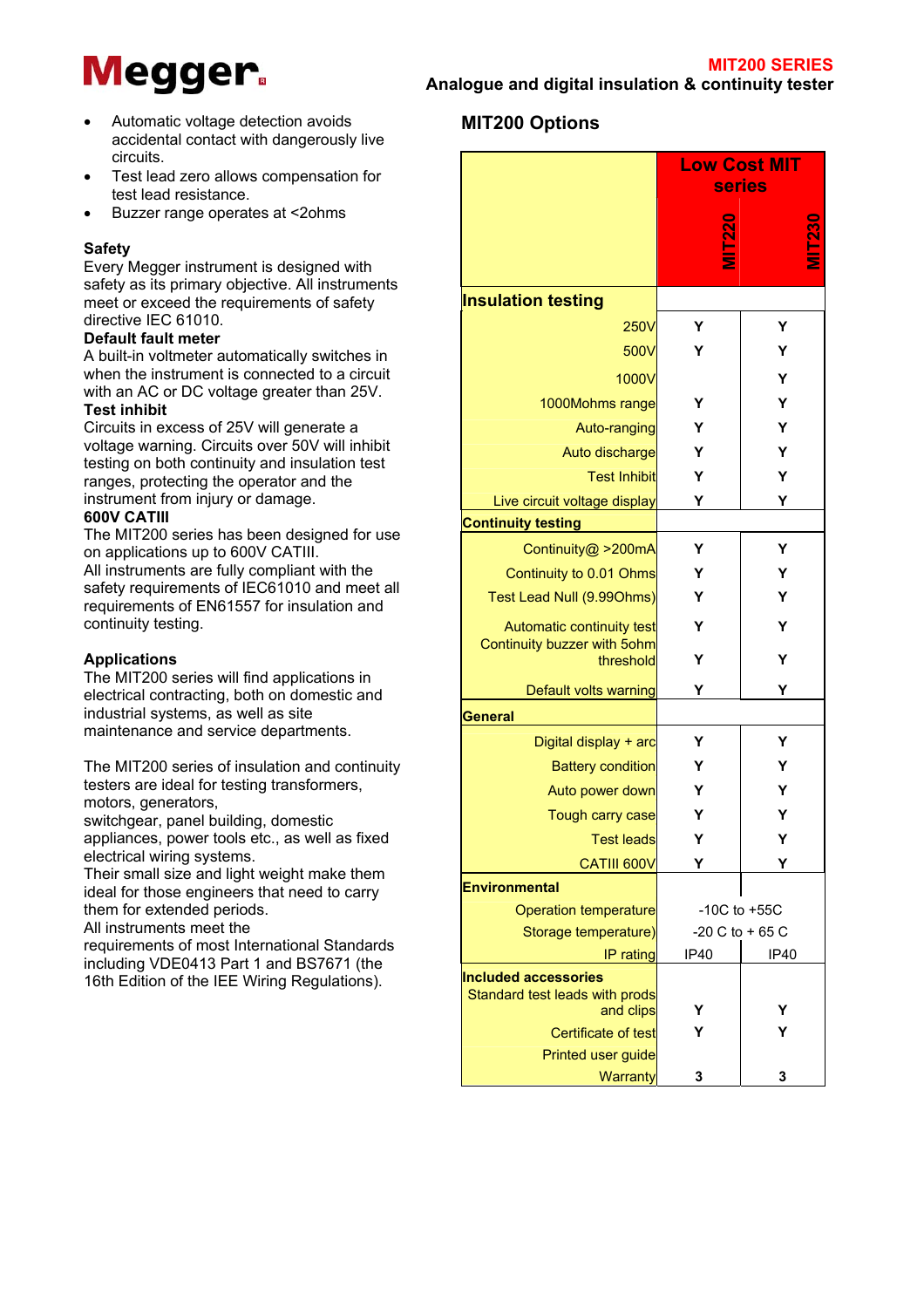- Automatic voltage detection avoids accidental contact with dangerously live circuits.
- Test lead zero allows compensation for test lead resistance.
- Buzzer range operates at <2ohms

**Safety**
Every Megger instrument is designed with safety as its primary objective. All instruments meet or exceed the requirements of safety directive IEC 61010.

**Default fault meter**
A built-in voltmeter automatically switches in when the instrument is connected to a circuit with an AC or DC voltage greater than 25V.

**Test inhibit**
Circuits in excess of 25V will generate a voltage warning. Circuits over 50V will inhibit testing on both continuity and insulation test ranges, protecting the operator and the instrument from injury or damage.

**600V CATIII**
The MIT200 series has been designed for use on applications up to 600V CATIII.
All instruments are fully compliant with the safety requirements of IEC61010 and meet all requirements of EN61557 for insulation and continuity testing.

**Applications**
The MIT200 series will find applications in electrical contracting, both on domestic and industrial systems, as well as site maintenance and service departments.

The MIT200 series of insulation and continuity testers are ideal for testing transformers, motors, generators,
switchgear, panel building, domestic appliances, power tools etc., as well as fixed electrical wiring systems.
Their small size and light weight make them ideal for those engineers that need to carry them for extended periods.
All instruments meet the requirements of most International Standards including VDE0413 Part 1 and BS7671 (the 16th Edition of the IEE Wiring Regulations).

## MIT200 Options

| | Low Cost MIT series | |
|---|---|---|
| | MIT220 | MIT230 |
| **Insulation testing** | | |
| 250V | Y | Y |
| 500V | Y | Y |
| 1000V | | Y |
| 1000Mohms range | Y | Y |
| Auto-ranging | Y | Y |
| Auto discharge | Y | Y |
| Test Inhibit | Y | Y |
| Live circuit voltage display | Y | Y |
| **Continuity testing** | | |
| Continuity@ >200mA | Y | Y |
| Continuity to 0.01 Ohms | Y | Y |
| Test Lead Null (9.99Ohms) | Y | Y |
| Automatic continuity test | Y | Y |
| Continuity buzzer with 5ohm threshold | Y | Y |
| Default volts warning | Y | Y |
| **General** | | |
| Digital display + arc | Y | Y |
| Battery condition | Y | Y |
| Auto power down | Y | Y |
| Tough carry case | Y | Y |
| Test leads | Y | Y |
| CATIII 600V | Y | Y |
| **Environmental** | | |
| Operation temperature | -10C to +55C | |
| Storage temperature) | -20 C to + 65 C | |
| IP rating | IP40 | IP40 |
| **Included accessories** | | |
| Standard test leads with prods and clips | Y | Y |
| Certificate of test | Y | Y |
| Printed user guide | | |
| Warranty | 3 | 3 |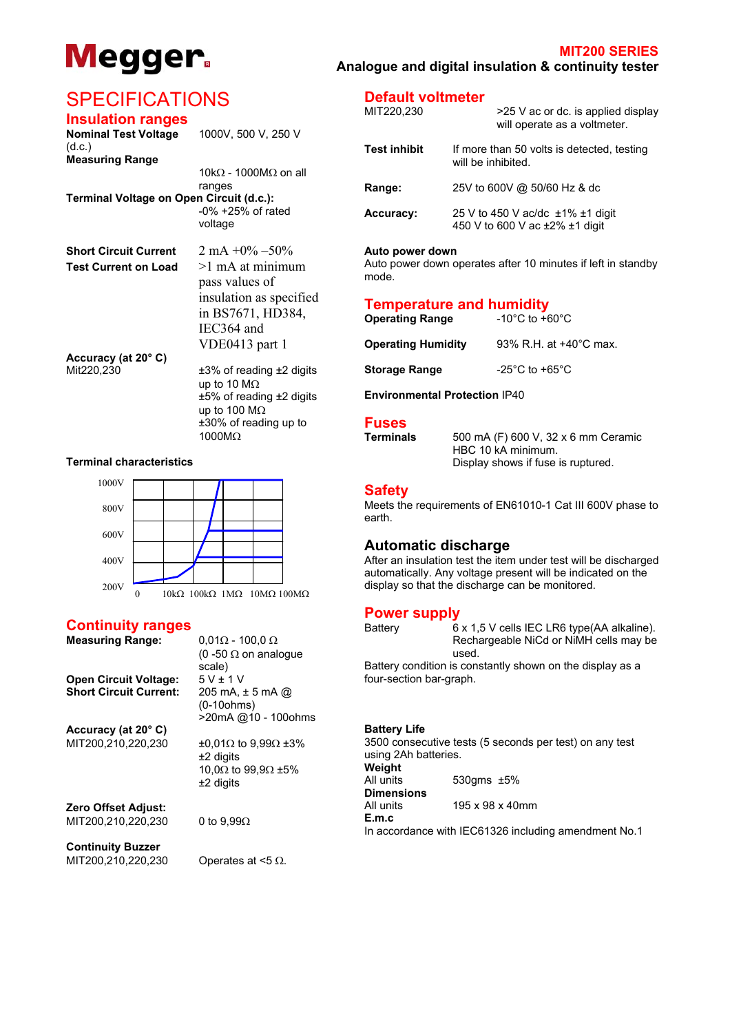# Megger

**MIT200 SERIES**
**Analogue and digital insulation & continuity tester**

# SPECIFICATIONS

## Insulation ranges

**Nominal Test Voltage (d.c.)** 1000V, 500 V, 250 V

**Measuring Range**
10kΩ - 1000MΩ on all ranges

**Terminal Voltage on Open Circuit (d.c.):**
-0% +25% of rated voltage

**Short Circuit Current** 2 mA +0% –50%

**Test Current on Load** >1 mA at minimum pass values of insulation as specified in BS7671, HD384, IEC364 and VDE0413 part 1

**Accuracy (at 20° C)**
Mit220,230
±3% of reading ±2 digits up to 10 MΩ
±5% of reading ±2 digits up to 100 MΩ
±30% of reading up to 1000MΩ

**Terminal characteristics**

1000V, 800V, 600V, 400V, 200V
0, 10kΩ, 100kΩ, 1MΩ, 10MΩ, 100MΩ

## Continuity ranges

**Measuring Range:** 0,01Ω - 100,0 Ω (0 -50 Ω on analogue scale)

**Open Circuit Voltage:** 5 V ± 1 V

**Short Circuit Current:** 205 mA, ± 5 mA @ (0-10ohms)
>20mA @10 - 100ohms

**Accuracy (at 20° C)**
MIT200,210,220,230
±0,01Ω to 9,99Ω ±3% ±2 digits
10,0Ω to 99,9Ω ±5% ±2 digits

**Zero Offset Adjust:**
MIT200,210,220,230 0 to 9,99Ω

**Continuity Buzzer**
MIT200,210,220,230 Operates at <5 Ω.

## Default voltmeter

MIT220,230 >25 V ac or dc. is applied display will operate as a voltmeter.

**Test inhibit** If more than 50 volts is detected, testing will be inhibited.

**Range:** 25V to 600V @ 50/60 Hz & dc

**Accuracy:**
25 V to 450 V ac/dc ±1% ±1 digit
450 V to 600 V ac ±2% ±1 digit

**Auto power down**
Auto power down operates after 10 minutes if left in standby mode.

## Temperature and humidity

**Operating Range** -10°C to +60°C

**Operating Humidity** 93% R.H. at +40°C max.

**Storage Range** -25°C to +65°C

**Environmental Protection** IP40

## Fuses

**Terminals** 500 mA (F) 600 V, 32 x 6 mm Ceramic HBC 10 kA minimum.
Display shows if fuse is ruptured.

## Safety

Meets the requirements of EN61010-1 Cat III 600V phase to earth.

## Automatic discharge

After an insulation test the item under test will be discharged automatically. Any voltage present will be indicated on the display so that the discharge can be monitored.

## Power supply

Battery 6 x 1,5 V cells IEC LR6 type(AA alkaline). Rechargeable NiCd or NiMH cells may be used.
Battery condition is constantly shown on the display as a four-section bar-graph.

**Battery Life**
3500 consecutive tests (5 seconds per test) on any test using 2Ah batteries.

**Weight**
All units 530gms ±5%

**Dimensions**
All units 195 x 98 x 40mm

**E.m.c**
In accordance with IEC61326 including amendment No.1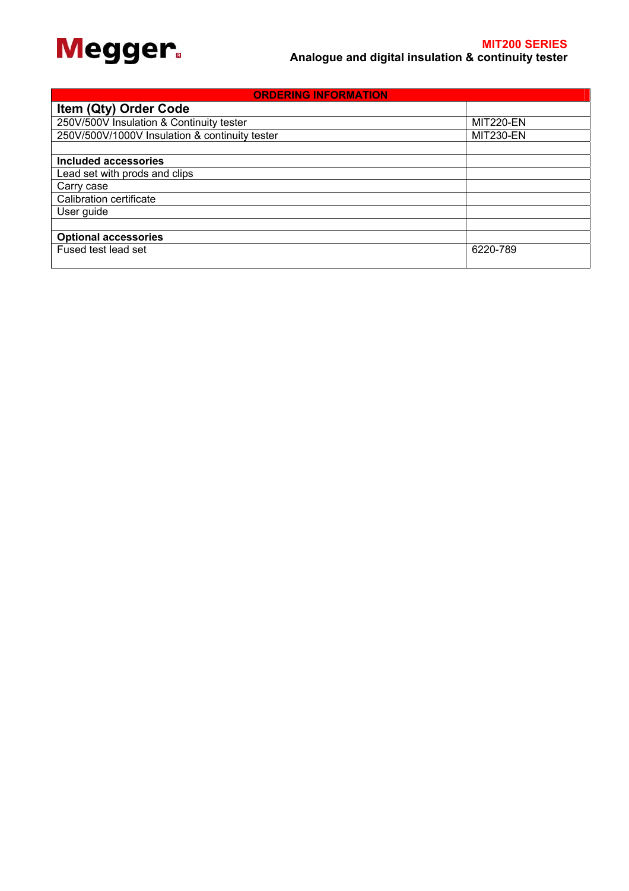| ORDERING INFORMATION | |
| --- | --- |
| **Item (Qty) Order Code** | |
| 250V/500V Insulation & Continuity tester | MIT220-EN |
| 250V/500V/1000V Insulation & continuity tester | MIT230-EN |
| | |
| **Included accessories** | |
| Lead set with prods and clips | |
| Carry case | |
| Calibration certificate | |
| User guide | |
| | |
| **Optional accessories** | |
| Fused test lead set | 6220-789 |